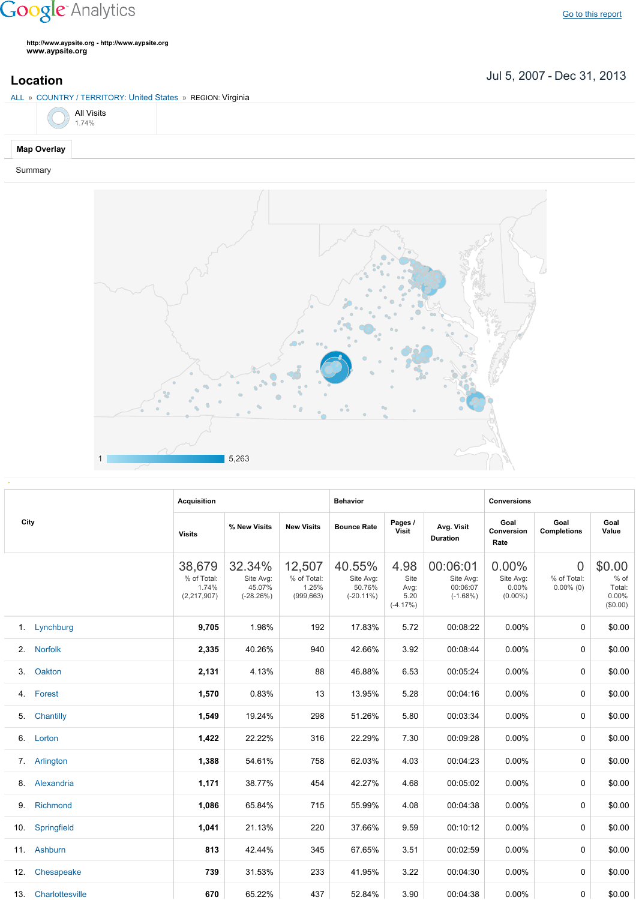Google Analytics

Go to this report

http://www.aypsite.org - http://www.aypsite.org
www.aypsite.org

## Location

Jul 5, 2007 - Dec 31, 2013

ALL » COUNTRY / TERRITORY: United States » REGION: Virginia

All Visits
1.74%

**Map Overlay**

Summary

1 — 5,263

| City | Acquisition | | | Behavior | | | Conversions | | |
|---|---|---|---|---|---|---|---|---|---|
| | Visits | % New Visits | New Visits | Bounce Rate | Pages / Visit | Avg. Visit Duration | Goal Conversion Rate | Goal Completions | Goal Value |
| | 38,679 % of Total: 1.74% (2,217,907) | 32.34% Site Avg: 45.07% (-28.26%) | 12,507 % of Total: 1.25% (999,663) | 40.55% Site Avg: 50.76% (-20.11%) | 4.98 Site Avg: 5.20 (-4.17%) | 00:06:01 Site Avg: 00:06:07 (-1.68%) | 0.00% Site Avg: 0.00% (0.00%) | 0 % of Total: 0.00% (0) | $0.00 % of Total: 0.00% ($0.00) |
| 1. Lynchburg | 9,705 | 1.98% | 192 | 17.83% | 5.72 | 00:08:22 | 0.00% | 0 | $0.00 |
| 2. Norfolk | 2,335 | 40.26% | 940 | 42.66% | 3.92 | 00:08:44 | 0.00% | 0 | $0.00 |
| 3. Oakton | 2,131 | 4.13% | 88 | 46.88% | 6.53 | 00:05:24 | 0.00% | 0 | $0.00 |
| 4. Forest | 1,570 | 0.83% | 13 | 13.95% | 5.28 | 00:04:16 | 0.00% | 0 | $0.00 |
| 5. Chantilly | 1,549 | 19.24% | 298 | 51.26% | 5.80 | 00:03:34 | 0.00% | 0 | $0.00 |
| 6. Lorton | 1,422 | 22.22% | 316 | 22.29% | 7.30 | 00:09:28 | 0.00% | 0 | $0.00 |
| 7. Arlington | 1,388 | 54.61% | 758 | 62.03% | 4.03 | 00:04:23 | 0.00% | 0 | $0.00 |
| 8. Alexandria | 1,171 | 38.77% | 454 | 42.27% | 4.68 | 00:05:02 | 0.00% | 0 | $0.00 |
| 9. Richmond | 1,086 | 65.84% | 715 | 55.99% | 4.08 | 00:04:38 | 0.00% | 0 | $0.00 |
| 10. Springfield | 1,041 | 21.13% | 220 | 37.66% | 9.59 | 00:10:12 | 0.00% | 0 | $0.00 |
| 11. Ashburn | 813 | 42.44% | 345 | 67.65% | 3.51 | 00:02:59 | 0.00% | 0 | $0.00 |
| 12. Chesapeake | 739 | 31.53% | 233 | 41.95% | 3.22 | 00:04:30 | 0.00% | 0 | $0.00 |
| 13. Charlottesville | 670 | 65.22% | 437 | 52.84% | 3.90 | 00:04:38 | 0.00% | 0 | $0.00 |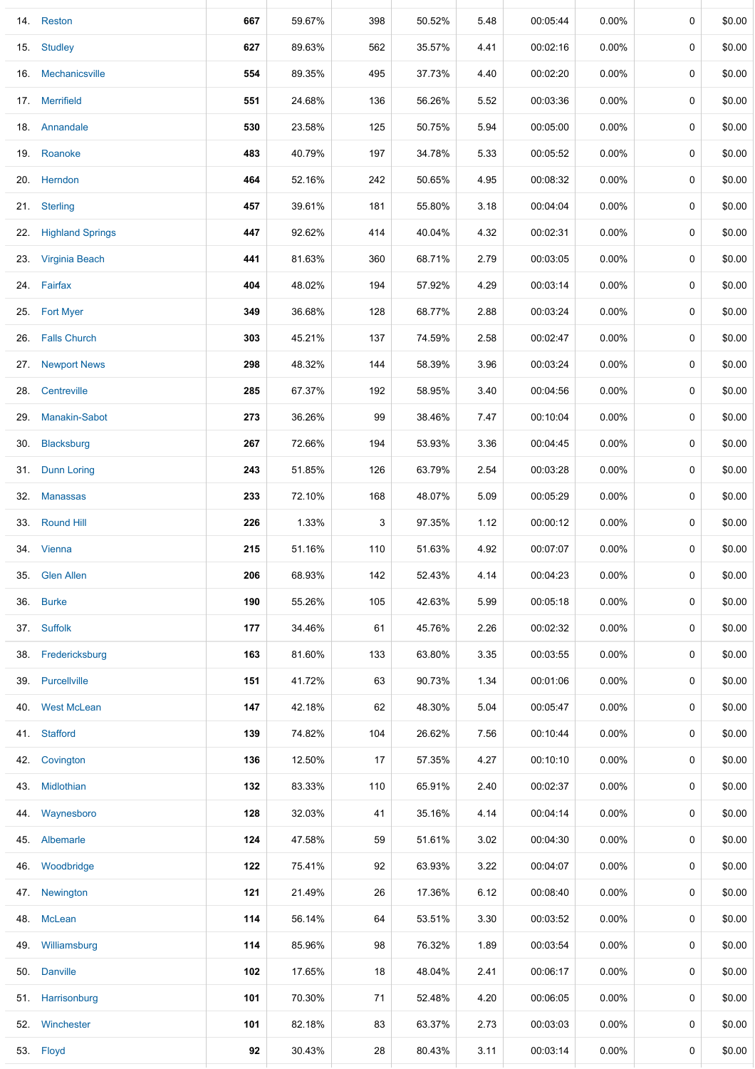| | | | | | | | | | | |
|---|---|---|---|---|---|---|---|---|---|---|
| 14. | Reston | **667** | 59.67% | 398 | 50.52% | 5.48 | 00:05:44 | 0.00% | 0 | $0.00 |
| 15. | Studley | **627** | 89.63% | 562 | 35.57% | 4.41 | 00:02:16 | 0.00% | 0 | $0.00 |
| 16. | Mechanicsville | **554** | 89.35% | 495 | 37.73% | 4.40 | 00:02:20 | 0.00% | 0 | $0.00 |
| 17. | Merrifield | **551** | 24.68% | 136 | 56.26% | 5.52 | 00:03:36 | 0.00% | 0 | $0.00 |
| 18. | Annandale | **530** | 23.58% | 125 | 50.75% | 5.94 | 00:05:00 | 0.00% | 0 | $0.00 |
| 19. | Roanoke | **483** | 40.79% | 197 | 34.78% | 5.33 | 00:05:52 | 0.00% | 0 | $0.00 |
| 20. | Herndon | **464** | 52.16% | 242 | 50.65% | 4.95 | 00:08:32 | 0.00% | 0 | $0.00 |
| 21. | Sterling | **457** | 39.61% | 181 | 55.80% | 3.18 | 00:04:04 | 0.00% | 0 | $0.00 |
| 22. | Highland Springs | **447** | 92.62% | 414 | 40.04% | 4.32 | 00:02:31 | 0.00% | 0 | $0.00 |
| 23. | Virginia Beach | **441** | 81.63% | 360 | 68.71% | 2.79 | 00:03:05 | 0.00% | 0 | $0.00 |
| 24. | Fairfax | **404** | 48.02% | 194 | 57.92% | 4.29 | 00:03:14 | 0.00% | 0 | $0.00 |
| 25. | Fort Myer | **349** | 36.68% | 128 | 68.77% | 2.88 | 00:03:24 | 0.00% | 0 | $0.00 |
| 26. | Falls Church | **303** | 45.21% | 137 | 74.59% | 2.58 | 00:02:47 | 0.00% | 0 | $0.00 |
| 27. | Newport News | **298** | 48.32% | 144 | 58.39% | 3.96 | 00:03:24 | 0.00% | 0 | $0.00 |
| 28. | Centreville | **285** | 67.37% | 192 | 58.95% | 3.40 | 00:04:56 | 0.00% | 0 | $0.00 |
| 29. | Manakin-Sabot | **273** | 36.26% | 99 | 38.46% | 7.47 | 00:10:04 | 0.00% | 0 | $0.00 |
| 30. | Blacksburg | **267** | 72.66% | 194 | 53.93% | 3.36 | 00:04:45 | 0.00% | 0 | $0.00 |
| 31. | Dunn Loring | **243** | 51.85% | 126 | 63.79% | 2.54 | 00:03:28 | 0.00% | 0 | $0.00 |
| 32. | Manassas | **233** | 72.10% | 168 | 48.07% | 5.09 | 00:05:29 | 0.00% | 0 | $0.00 |
| 33. | Round Hill | **226** | 1.33% | 3 | 97.35% | 1.12 | 00:00:12 | 0.00% | 0 | $0.00 |
| 34. | Vienna | **215** | 51.16% | 110 | 51.63% | 4.92 | 00:07:07 | 0.00% | 0 | $0.00 |
| 35. | Glen Allen | **206** | 68.93% | 142 | 52.43% | 4.14 | 00:04:23 | 0.00% | 0 | $0.00 |
| 36. | Burke | **190** | 55.26% | 105 | 42.63% | 5.99 | 00:05:18 | 0.00% | 0 | $0.00 |
| 37. | Suffolk | **177** | 34.46% | 61 | 45.76% | 2.26 | 00:02:32 | 0.00% | 0 | $0.00 |
| 38. | Fredericksburg | **163** | 81.60% | 133 | 63.80% | 3.35 | 00:03:55 | 0.00% | 0 | $0.00 |
| 39. | Purcellville | **151** | 41.72% | 63 | 90.73% | 1.34 | 00:01:06 | 0.00% | 0 | $0.00 |
| 40. | West McLean | **147** | 42.18% | 62 | 48.30% | 5.04 | 00:05:47 | 0.00% | 0 | $0.00 |
| 41. | Stafford | **139** | 74.82% | 104 | 26.62% | 7.56 | 00:10:44 | 0.00% | 0 | $0.00 |
| 42. | Covington | **136** | 12.50% | 17 | 57.35% | 4.27 | 00:10:10 | 0.00% | 0 | $0.00 |
| 43. | Midlothian | **132** | 83.33% | 110 | 65.91% | 2.40 | 00:02:37 | 0.00% | 0 | $0.00 |
| 44. | Waynesboro | **128** | 32.03% | 41 | 35.16% | 4.14 | 00:04:14 | 0.00% | 0 | $0.00 |
| 45. | Albemarle | **124** | 47.58% | 59 | 51.61% | 3.02 | 00:04:30 | 0.00% | 0 | $0.00 |
| 46. | Woodbridge | **122** | 75.41% | 92 | 63.93% | 3.22 | 00:04:07 | 0.00% | 0 | $0.00 |
| 47. | Newington | **121** | 21.49% | 26 | 17.36% | 6.12 | 00:08:40 | 0.00% | 0 | $0.00 |
| 48. | McLean | **114** | 56.14% | 64 | 53.51% | 3.30 | 00:03:52 | 0.00% | 0 | $0.00 |
| 49. | Williamsburg | **114** | 85.96% | 98 | 76.32% | 1.89 | 00:03:54 | 0.00% | 0 | $0.00 |
| 50. | Danville | **102** | 17.65% | 18 | 48.04% | 2.41 | 00:06:17 | 0.00% | 0 | $0.00 |
| 51. | Harrisonburg | **101** | 70.30% | 71 | 52.48% | 4.20 | 00:06:05 | 0.00% | 0 | $0.00 |
| 52. | Winchester | **101** | 82.18% | 83 | 63.37% | 2.73 | 00:03:03 | 0.00% | 0 | $0.00 |
| 53. | Floyd | **92** | 30.43% | 28 | 80.43% | 3.11 | 00:03:14 | 0.00% | 0 | $0.00 |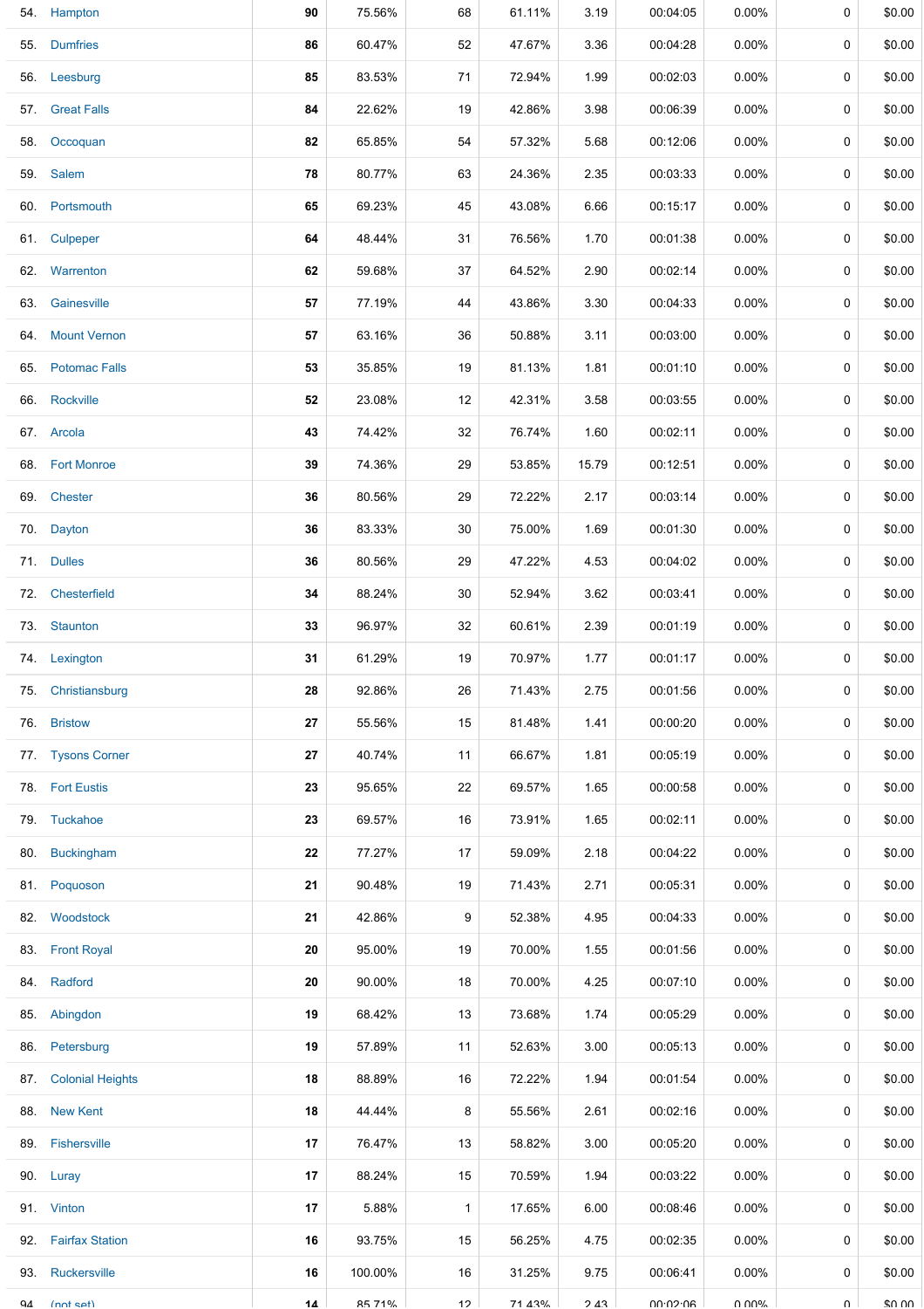| | | | | | | | | | | |
|---|---|---|---|---|---|---|---|---|---|---|
| 54. | Hampton | **90** | 75.56% | 68 | 61.11% | 3.19 | 00:04:05 | 0.00% | 0 | $0.00 |
| 55. | Dumfries | **86** | 60.47% | 52 | 47.67% | 3.36 | 00:04:28 | 0.00% | 0 | $0.00 |
| 56. | Leesburg | **85** | 83.53% | 71 | 72.94% | 1.99 | 00:02:03 | 0.00% | 0 | $0.00 |
| 57. | Great Falls | **84** | 22.62% | 19 | 42.86% | 3.98 | 00:06:39 | 0.00% | 0 | $0.00 |
| 58. | Occoquan | **82** | 65.85% | 54 | 57.32% | 5.68 | 00:12:06 | 0.00% | 0 | $0.00 |
| 59. | Salem | **78** | 80.77% | 63 | 24.36% | 2.35 | 00:03:33 | 0.00% | 0 | $0.00 |
| 60. | Portsmouth | **65** | 69.23% | 45 | 43.08% | 6.66 | 00:15:17 | 0.00% | 0 | $0.00 |
| 61. | Culpeper | **64** | 48.44% | 31 | 76.56% | 1.70 | 00:01:38 | 0.00% | 0 | $0.00 |
| 62. | Warrenton | **62** | 59.68% | 37 | 64.52% | 2.90 | 00:02:14 | 0.00% | 0 | $0.00 |
| 63. | Gainesville | **57** | 77.19% | 44 | 43.86% | 3.30 | 00:04:33 | 0.00% | 0 | $0.00 |
| 64. | Mount Vernon | **57** | 63.16% | 36 | 50.88% | 3.11 | 00:03:00 | 0.00% | 0 | $0.00 |
| 65. | Potomac Falls | **53** | 35.85% | 19 | 81.13% | 1.81 | 00:01:10 | 0.00% | 0 | $0.00 |
| 66. | Rockville | **52** | 23.08% | 12 | 42.31% | 3.58 | 00:03:55 | 0.00% | 0 | $0.00 |
| 67. | Arcola | **43** | 74.42% | 32 | 76.74% | 1.60 | 00:02:11 | 0.00% | 0 | $0.00 |
| 68. | Fort Monroe | **39** | 74.36% | 29 | 53.85% | 15.79 | 00:12:51 | 0.00% | 0 | $0.00 |
| 69. | Chester | **36** | 80.56% | 29 | 72.22% | 2.17 | 00:03:14 | 0.00% | 0 | $0.00 |
| 70. | Dayton | **36** | 83.33% | 30 | 75.00% | 1.69 | 00:01:30 | 0.00% | 0 | $0.00 |
| 71. | Dulles | **36** | 80.56% | 29 | 47.22% | 4.53 | 00:04:02 | 0.00% | 0 | $0.00 |
| 72. | Chesterfield | **34** | 88.24% | 30 | 52.94% | 3.62 | 00:03:41 | 0.00% | 0 | $0.00 |
| 73. | Staunton | **33** | 96.97% | 32 | 60.61% | 2.39 | 00:01:19 | 0.00% | 0 | $0.00 |
| 74. | Lexington | **31** | 61.29% | 19 | 70.97% | 1.77 | 00:01:17 | 0.00% | 0 | $0.00 |
| 75. | Christiansburg | **28** | 92.86% | 26 | 71.43% | 2.75 | 00:01:56 | 0.00% | 0 | $0.00 |
| 76. | Bristow | **27** | 55.56% | 15 | 81.48% | 1.41 | 00:00:20 | 0.00% | 0 | $0.00 |
| 77. | Tysons Corner | **27** | 40.74% | 11 | 66.67% | 1.81 | 00:05:19 | 0.00% | 0 | $0.00 |
| 78. | Fort Eustis | **23** | 95.65% | 22 | 69.57% | 1.65 | 00:00:58 | 0.00% | 0 | $0.00 |
| 79. | Tuckahoe | **23** | 69.57% | 16 | 73.91% | 1.65 | 00:02:11 | 0.00% | 0 | $0.00 |
| 80. | Buckingham | **22** | 77.27% | 17 | 59.09% | 2.18 | 00:04:22 | 0.00% | 0 | $0.00 |
| 81. | Poquoson | **21** | 90.48% | 19 | 71.43% | 2.71 | 00:05:31 | 0.00% | 0 | $0.00 |
| 82. | Woodstock | **21** | 42.86% | 9 | 52.38% | 4.95 | 00:04:33 | 0.00% | 0 | $0.00 |
| 83. | Front Royal | **20** | 95.00% | 19 | 70.00% | 1.55 | 00:01:56 | 0.00% | 0 | $0.00 |
| 84. | Radford | **20** | 90.00% | 18 | 70.00% | 4.25 | 00:07:10 | 0.00% | 0 | $0.00 |
| 85. | Abingdon | **19** | 68.42% | 13 | 73.68% | 1.74 | 00:05:29 | 0.00% | 0 | $0.00 |
| 86. | Petersburg | **19** | 57.89% | 11 | 52.63% | 3.00 | 00:05:13 | 0.00% | 0 | $0.00 |
| 87. | Colonial Heights | **18** | 88.89% | 16 | 72.22% | 1.94 | 00:01:54 | 0.00% | 0 | $0.00 |
| 88. | New Kent | **18** | 44.44% | 8 | 55.56% | 2.61 | 00:02:16 | 0.00% | 0 | $0.00 |
| 89. | Fishersville | **17** | 76.47% | 13 | 58.82% | 3.00 | 00:05:20 | 0.00% | 0 | $0.00 |
| 90. | Luray | **17** | 88.24% | 15 | 70.59% | 1.94 | 00:03:22 | 0.00% | 0 | $0.00 |
| 91. | Vinton | **17** | 5.88% | 1 | 17.65% | 6.00 | 00:08:46 | 0.00% | 0 | $0.00 |
| 92. | Fairfax Station | **16** | 93.75% | 15 | 56.25% | 4.75 | 00:02:35 | 0.00% | 0 | $0.00 |
| 93. | Ruckersville | **16** | 100.00% | 16 | 31.25% | 9.75 | 00:06:41 | 0.00% | 0 | $0.00 |
| 94. | (not set) | **14** | 85.71% | 12 | 71.43% | 2.43 | 00:02:06 | 0.00% | 0 | $0.00 |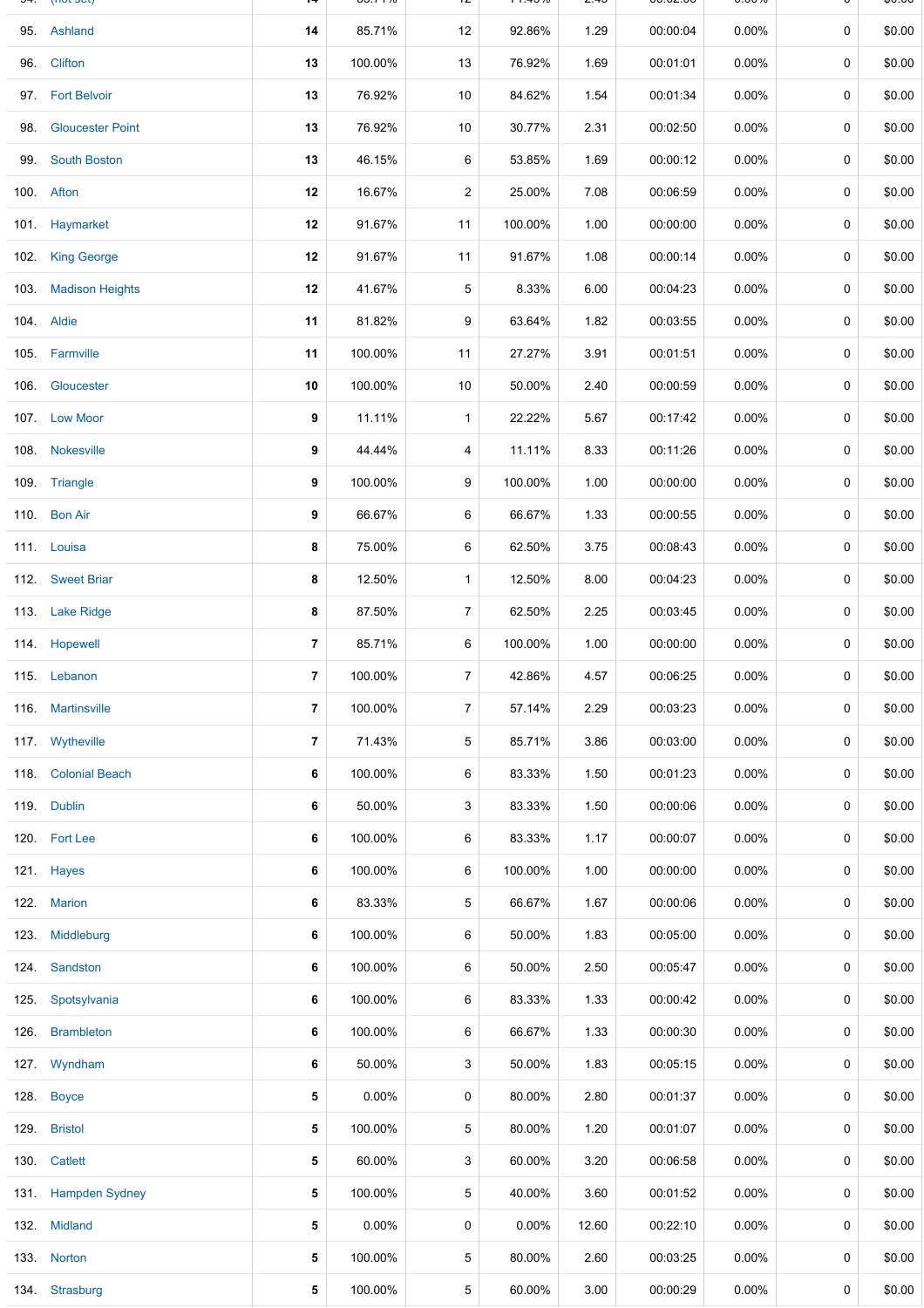| | | | | | | | | | |
|---|---|---|---|---|---|---|---|---|---|
| 95. | Ashland | 14 | 85.71% | 12 | 92.86% | 1.29 | 00:00:04 | 0.00% | 0 | $0.00 |
| 96. | Clifton | 13 | 100.00% | 13 | 76.92% | 1.69 | 00:01:01 | 0.00% | 0 | $0.00 |
| 97. | Fort Belvoir | 13 | 76.92% | 10 | 84.62% | 1.54 | 00:01:34 | 0.00% | 0 | $0.00 |
| 98. | Gloucester Point | 13 | 76.92% | 10 | 30.77% | 2.31 | 00:02:50 | 0.00% | 0 | $0.00 |
| 99. | South Boston | 13 | 46.15% | 6 | 53.85% | 1.69 | 00:00:12 | 0.00% | 0 | $0.00 |
| 100. | Afton | 12 | 16.67% | 2 | 25.00% | 7.08 | 00:06:59 | 0.00% | 0 | $0.00 |
| 101. | Haymarket | 12 | 91.67% | 11 | 100.00% | 1.00 | 00:00:00 | 0.00% | 0 | $0.00 |
| 102. | King George | 12 | 91.67% | 11 | 91.67% | 1.08 | 00:00:14 | 0.00% | 0 | $0.00 |
| 103. | Madison Heights | 12 | 41.67% | 5 | 8.33% | 6.00 | 00:04:23 | 0.00% | 0 | $0.00 |
| 104. | Aldie | 11 | 81.82% | 9 | 63.64% | 1.82 | 00:03:55 | 0.00% | 0 | $0.00 |
| 105. | Farmville | 11 | 100.00% | 11 | 27.27% | 3.91 | 00:01:51 | 0.00% | 0 | $0.00 |
| 106. | Gloucester | 10 | 100.00% | 10 | 50.00% | 2.40 | 00:00:59 | 0.00% | 0 | $0.00 |
| 107. | Low Moor | 9 | 11.11% | 1 | 22.22% | 5.67 | 00:17:42 | 0.00% | 0 | $0.00 |
| 108. | Nokesville | 9 | 44.44% | 4 | 11.11% | 8.33 | 00:11:26 | 0.00% | 0 | $0.00 |
| 109. | Triangle | 9 | 100.00% | 9 | 100.00% | 1.00 | 00:00:00 | 0.00% | 0 | $0.00 |
| 110. | Bon Air | 9 | 66.67% | 6 | 66.67% | 1.33 | 00:00:55 | 0.00% | 0 | $0.00 |
| 111. | Louisa | 8 | 75.00% | 6 | 62.50% | 3.75 | 00:08:43 | 0.00% | 0 | $0.00 |
| 112. | Sweet Briar | 8 | 12.50% | 1 | 12.50% | 8.00 | 00:04:23 | 0.00% | 0 | $0.00 |
| 113. | Lake Ridge | 8 | 87.50% | 7 | 62.50% | 2.25 | 00:03:45 | 0.00% | 0 | $0.00 |
| 114. | Hopewell | 7 | 85.71% | 6 | 100.00% | 1.00 | 00:00:00 | 0.00% | 0 | $0.00 |
| 115. | Lebanon | 7 | 100.00% | 7 | 42.86% | 4.57 | 00:06:25 | 0.00% | 0 | $0.00 |
| 116. | Martinsville | 7 | 100.00% | 7 | 57.14% | 2.29 | 00:03:23 | 0.00% | 0 | $0.00 |
| 117. | Wytheville | 7 | 71.43% | 5 | 85.71% | 3.86 | 00:03:00 | 0.00% | 0 | $0.00 |
| 118. | Colonial Beach | 6 | 100.00% | 6 | 83.33% | 1.50 | 00:01:23 | 0.00% | 0 | $0.00 |
| 119. | Dublin | 6 | 50.00% | 3 | 83.33% | 1.50 | 00:00:06 | 0.00% | 0 | $0.00 |
| 120. | Fort Lee | 6 | 100.00% | 6 | 83.33% | 1.17 | 00:00:07 | 0.00% | 0 | $0.00 |
| 121. | Hayes | 6 | 100.00% | 6 | 100.00% | 1.00 | 00:00:00 | 0.00% | 0 | $0.00 |
| 122. | Marion | 6 | 83.33% | 5 | 66.67% | 1.67 | 00:00:06 | 0.00% | 0 | $0.00 |
| 123. | Middleburg | 6 | 100.00% | 6 | 50.00% | 1.83 | 00:05:00 | 0.00% | 0 | $0.00 |
| 124. | Sandston | 6 | 100.00% | 6 | 50.00% | 2.50 | 00:05:47 | 0.00% | 0 | $0.00 |
| 125. | Spotsylvania | 6 | 100.00% | 6 | 83.33% | 1.33 | 00:00:42 | 0.00% | 0 | $0.00 |
| 126. | Brambleton | 6 | 100.00% | 6 | 66.67% | 1.33 | 00:00:30 | 0.00% | 0 | $0.00 |
| 127. | Wyndham | 6 | 50.00% | 3 | 50.00% | 1.83 | 00:05:15 | 0.00% | 0 | $0.00 |
| 128. | Boyce | 5 | 0.00% | 0 | 80.00% | 2.80 | 00:01:37 | 0.00% | 0 | $0.00 |
| 129. | Bristol | 5 | 100.00% | 5 | 80.00% | 1.20 | 00:01:07 | 0.00% | 0 | $0.00 |
| 130. | Catlett | 5 | 60.00% | 3 | 60.00% | 3.20 | 00:06:58 | 0.00% | 0 | $0.00 |
| 131. | Hampden Sydney | 5 | 100.00% | 5 | 40.00% | 3.60 | 00:01:52 | 0.00% | 0 | $0.00 |
| 132. | Midland | 5 | 0.00% | 0 | 0.00% | 12.60 | 00:22:10 | 0.00% | 0 | $0.00 |
| 133. | Norton | 5 | 100.00% | 5 | 80.00% | 2.60 | 00:03:25 | 0.00% | 0 | $0.00 |
| 134. | Strasburg | 5 | 100.00% | 5 | 60.00% | 3.00 | 00:00:29 | 0.00% | 0 | $0.00 |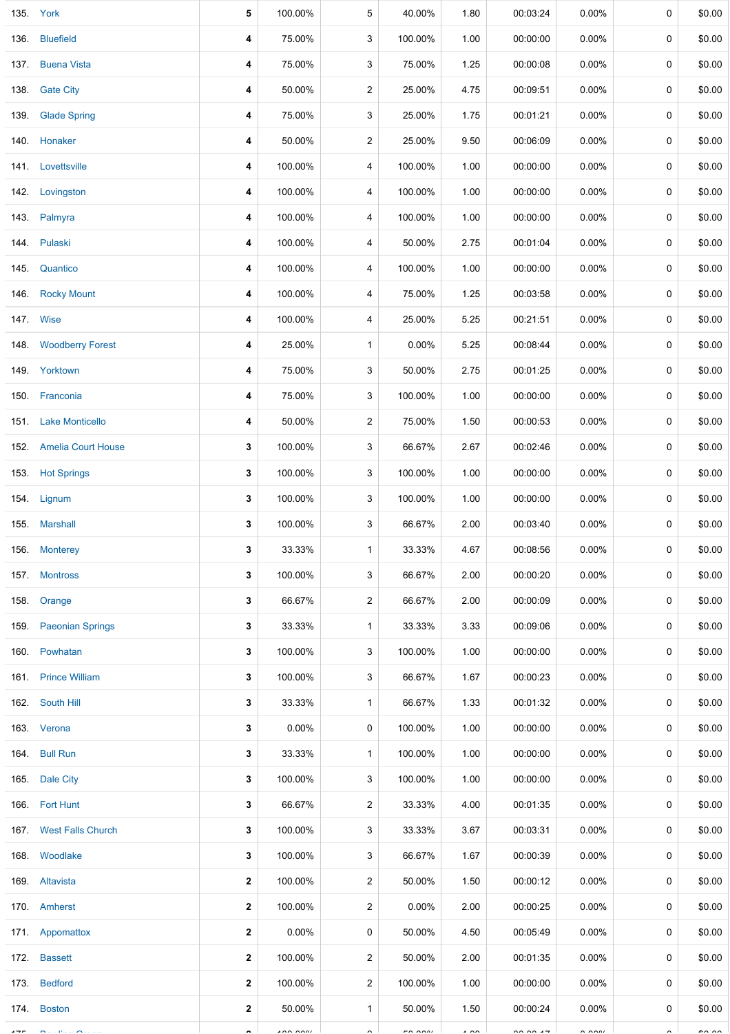| | | | | | | | | | | |
|---|---|---|---|---|---|---|---|---|---|---|
| 135. | York | 5 | 100.00% | 5 | 40.00% | 1.80 | 00:03:24 | 0.00% | 0 | $0.00 |
| 136. | Bluefield | 4 | 75.00% | 3 | 100.00% | 1.00 | 00:00:00 | 0.00% | 0 | $0.00 |
| 137. | Buena Vista | 4 | 75.00% | 3 | 75.00% | 1.25 | 00:00:08 | 0.00% | 0 | $0.00 |
| 138. | Gate City | 4 | 50.00% | 2 | 25.00% | 4.75 | 00:09:51 | 0.00% | 0 | $0.00 |
| 139. | Glade Spring | 4 | 75.00% | 3 | 25.00% | 1.75 | 00:01:21 | 0.00% | 0 | $0.00 |
| 140. | Honaker | 4 | 50.00% | 2 | 25.00% | 9.50 | 00:06:09 | 0.00% | 0 | $0.00 |
| 141. | Lovettsville | 4 | 100.00% | 4 | 100.00% | 1.00 | 00:00:00 | 0.00% | 0 | $0.00 |
| 142. | Lovingston | 4 | 100.00% | 4 | 100.00% | 1.00 | 00:00:00 | 0.00% | 0 | $0.00 |
| 143. | Palmyra | 4 | 100.00% | 4 | 100.00% | 1.00 | 00:00:00 | 0.00% | 0 | $0.00 |
| 144. | Pulaski | 4 | 100.00% | 4 | 50.00% | 2.75 | 00:01:04 | 0.00% | 0 | $0.00 |
| 145. | Quantico | 4 | 100.00% | 4 | 100.00% | 1.00 | 00:00:00 | 0.00% | 0 | $0.00 |
| 146. | Rocky Mount | 4 | 100.00% | 4 | 75.00% | 1.25 | 00:03:58 | 0.00% | 0 | $0.00 |
| 147. | Wise | 4 | 100.00% | 4 | 25.00% | 5.25 | 00:21:51 | 0.00% | 0 | $0.00 |
| 148. | Woodberry Forest | 4 | 25.00% | 1 | 0.00% | 5.25 | 00:08:44 | 0.00% | 0 | $0.00 |
| 149. | Yorktown | 4 | 75.00% | 3 | 50.00% | 2.75 | 00:01:25 | 0.00% | 0 | $0.00 |
| 150. | Franconia | 4 | 75.00% | 3 | 100.00% | 1.00 | 00:00:00 | 0.00% | 0 | $0.00 |
| 151. | Lake Monticello | 4 | 50.00% | 2 | 75.00% | 1.50 | 00:00:53 | 0.00% | 0 | $0.00 |
| 152. | Amelia Court House | 3 | 100.00% | 3 | 66.67% | 2.67 | 00:02:46 | 0.00% | 0 | $0.00 |
| 153. | Hot Springs | 3 | 100.00% | 3 | 100.00% | 1.00 | 00:00:00 | 0.00% | 0 | $0.00 |
| 154. | Lignum | 3 | 100.00% | 3 | 100.00% | 1.00 | 00:00:00 | 0.00% | 0 | $0.00 |
| 155. | Marshall | 3 | 100.00% | 3 | 66.67% | 2.00 | 00:03:40 | 0.00% | 0 | $0.00 |
| 156. | Monterey | 3 | 33.33% | 1 | 33.33% | 4.67 | 00:08:56 | 0.00% | 0 | $0.00 |
| 157. | Montross | 3 | 100.00% | 3 | 66.67% | 2.00 | 00:00:20 | 0.00% | 0 | $0.00 |
| 158. | Orange | 3 | 66.67% | 2 | 66.67% | 2.00 | 00:00:09 | 0.00% | 0 | $0.00 |
| 159. | Paeonian Springs | 3 | 33.33% | 1 | 33.33% | 3.33 | 00:09:06 | 0.00% | 0 | $0.00 |
| 160. | Powhatan | 3 | 100.00% | 3 | 100.00% | 1.00 | 00:00:00 | 0.00% | 0 | $0.00 |
| 161. | Prince William | 3 | 100.00% | 3 | 66.67% | 1.67 | 00:00:23 | 0.00% | 0 | $0.00 |
| 162. | South Hill | 3 | 33.33% | 1 | 66.67% | 1.33 | 00:01:32 | 0.00% | 0 | $0.00 |
| 163. | Verona | 3 | 0.00% | 0 | 100.00% | 1.00 | 00:00:00 | 0.00% | 0 | $0.00 |
| 164. | Bull Run | 3 | 33.33% | 1 | 100.00% | 1.00 | 00:00:00 | 0.00% | 0 | $0.00 |
| 165. | Dale City | 3 | 100.00% | 3 | 100.00% | 1.00 | 00:00:00 | 0.00% | 0 | $0.00 |
| 166. | Fort Hunt | 3 | 66.67% | 2 | 33.33% | 4.00 | 00:01:35 | 0.00% | 0 | $0.00 |
| 167. | West Falls Church | 3 | 100.00% | 3 | 33.33% | 3.67 | 00:03:31 | 0.00% | 0 | $0.00 |
| 168. | Woodlake | 3 | 100.00% | 3 | 66.67% | 1.67 | 00:00:39 | 0.00% | 0 | $0.00 |
| 169. | Altavista | 2 | 100.00% | 2 | 50.00% | 1.50 | 00:00:12 | 0.00% | 0 | $0.00 |
| 170. | Amherst | 2 | 100.00% | 2 | 0.00% | 2.00 | 00:00:25 | 0.00% | 0 | $0.00 |
| 171. | Appomattox | 2 | 0.00% | 0 | 50.00% | 4.50 | 00:05:49 | 0.00% | 0 | $0.00 |
| 172. | Bassett | 2 | 100.00% | 2 | 50.00% | 2.00 | 00:01:35 | 0.00% | 0 | $0.00 |
| 173. | Bedford | 2 | 100.00% | 2 | 100.00% | 1.00 | 00:00:00 | 0.00% | 0 | $0.00 |
| 174. | Boston | 2 | 50.00% | 1 | 50.00% | 1.50 | 00:00:24 | 0.00% | 0 | $0.00 |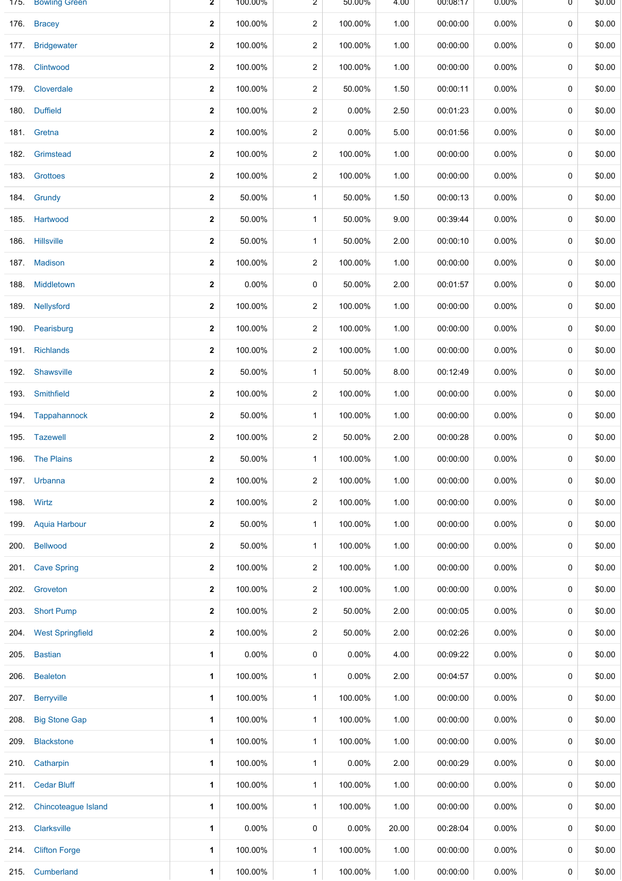| | | | | | | | | | |
|---|---|---|---|---|---|---|---|---|---|
| 175. | Bowling Green | 2 | 100.00% | 2 | 50.00% | 4.00 | 00:08:17 | 0.00% | 0 | $0.00 |
| 176. | Bracey | 2 | 100.00% | 2 | 100.00% | 1.00 | 00:00:00 | 0.00% | 0 | $0.00 |
| 177. | Bridgewater | 2 | 100.00% | 2 | 100.00% | 1.00 | 00:00:00 | 0.00% | 0 | $0.00 |
| 178. | Clintwood | 2 | 100.00% | 2 | 100.00% | 1.00 | 00:00:00 | 0.00% | 0 | $0.00 |
| 179. | Cloverdale | 2 | 100.00% | 2 | 50.00% | 1.50 | 00:00:11 | 0.00% | 0 | $0.00 |
| 180. | Duffield | 2 | 100.00% | 2 | 0.00% | 2.50 | 00:01:23 | 0.00% | 0 | $0.00 |
| 181. | Gretna | 2 | 100.00% | 2 | 0.00% | 5.00 | 00:01:56 | 0.00% | 0 | $0.00 |
| 182. | Grimstead | 2 | 100.00% | 2 | 100.00% | 1.00 | 00:00:00 | 0.00% | 0 | $0.00 |
| 183. | Grottoes | 2 | 100.00% | 2 | 100.00% | 1.00 | 00:00:00 | 0.00% | 0 | $0.00 |
| 184. | Grundy | 2 | 50.00% | 1 | 50.00% | 1.50 | 00:00:13 | 0.00% | 0 | $0.00 |
| 185. | Hartwood | 2 | 50.00% | 1 | 50.00% | 9.00 | 00:39:44 | 0.00% | 0 | $0.00 |
| 186. | Hillsville | 2 | 50.00% | 1 | 50.00% | 2.00 | 00:00:10 | 0.00% | 0 | $0.00 |
| 187. | Madison | 2 | 100.00% | 2 | 100.00% | 1.00 | 00:00:00 | 0.00% | 0 | $0.00 |
| 188. | Middletown | 2 | 0.00% | 0 | 50.00% | 2.00 | 00:01:57 | 0.00% | 0 | $0.00 |
| 189. | Nellysford | 2 | 100.00% | 2 | 100.00% | 1.00 | 00:00:00 | 0.00% | 0 | $0.00 |
| 190. | Pearisburg | 2 | 100.00% | 2 | 100.00% | 1.00 | 00:00:00 | 0.00% | 0 | $0.00 |
| 191. | Richlands | 2 | 100.00% | 2 | 100.00% | 1.00 | 00:00:00 | 0.00% | 0 | $0.00 |
| 192. | Shawsville | 2 | 50.00% | 1 | 50.00% | 8.00 | 00:12:49 | 0.00% | 0 | $0.00 |
| 193. | Smithfield | 2 | 100.00% | 2 | 100.00% | 1.00 | 00:00:00 | 0.00% | 0 | $0.00 |
| 194. | Tappahannock | 2 | 50.00% | 1 | 100.00% | 1.00 | 00:00:00 | 0.00% | 0 | $0.00 |
| 195. | Tazewell | 2 | 100.00% | 2 | 50.00% | 2.00 | 00:00:28 | 0.00% | 0 | $0.00 |
| 196. | The Plains | 2 | 50.00% | 1 | 100.00% | 1.00 | 00:00:00 | 0.00% | 0 | $0.00 |
| 197. | Urbanna | 2 | 100.00% | 2 | 100.00% | 1.00 | 00:00:00 | 0.00% | 0 | $0.00 |
| 198. | Wirtz | 2 | 100.00% | 2 | 100.00% | 1.00 | 00:00:00 | 0.00% | 0 | $0.00 |
| 199. | Aquia Harbour | 2 | 50.00% | 1 | 100.00% | 1.00 | 00:00:00 | 0.00% | 0 | $0.00 |
| 200. | Bellwood | 2 | 50.00% | 1 | 100.00% | 1.00 | 00:00:00 | 0.00% | 0 | $0.00 |
| 201. | Cave Spring | 2 | 100.00% | 2 | 100.00% | 1.00 | 00:00:00 | 0.00% | 0 | $0.00 |
| 202. | Groveton | 2 | 100.00% | 2 | 100.00% | 1.00 | 00:00:00 | 0.00% | 0 | $0.00 |
| 203. | Short Pump | 2 | 100.00% | 2 | 50.00% | 2.00 | 00:00:05 | 0.00% | 0 | $0.00 |
| 204. | West Springfield | 2 | 100.00% | 2 | 50.00% | 2.00 | 00:02:26 | 0.00% | 0 | $0.00 |
| 205. | Bastian | 1 | 0.00% | 0 | 0.00% | 4.00 | 00:09:22 | 0.00% | 0 | $0.00 |
| 206. | Bealeton | 1 | 100.00% | 1 | 0.00% | 2.00 | 00:04:57 | 0.00% | 0 | $0.00 |
| 207. | Berryville | 1 | 100.00% | 1 | 100.00% | 1.00 | 00:00:00 | 0.00% | 0 | $0.00 |
| 208. | Big Stone Gap | 1 | 100.00% | 1 | 100.00% | 1.00 | 00:00:00 | 0.00% | 0 | $0.00 |
| 209. | Blackstone | 1 | 100.00% | 1 | 100.00% | 1.00 | 00:00:00 | 0.00% | 0 | $0.00 |
| 210. | Catharpin | 1 | 100.00% | 1 | 0.00% | 2.00 | 00:00:29 | 0.00% | 0 | $0.00 |
| 211. | Cedar Bluff | 1 | 100.00% | 1 | 100.00% | 1.00 | 00:00:00 | 0.00% | 0 | $0.00 |
| 212. | Chincoteague Island | 1 | 100.00% | 1 | 100.00% | 1.00 | 00:00:00 | 0.00% | 0 | $0.00 |
| 213. | Clarksville | 1 | 0.00% | 0 | 0.00% | 20.00 | 00:28:04 | 0.00% | 0 | $0.00 |
| 214. | Clifton Forge | 1 | 100.00% | 1 | 100.00% | 1.00 | 00:00:00 | 0.00% | 0 | $0.00 |
| 215. | Cumberland | 1 | 100.00% | 1 | 100.00% | 1.00 | 00:00:00 | 0.00% | 0 | $0.00 |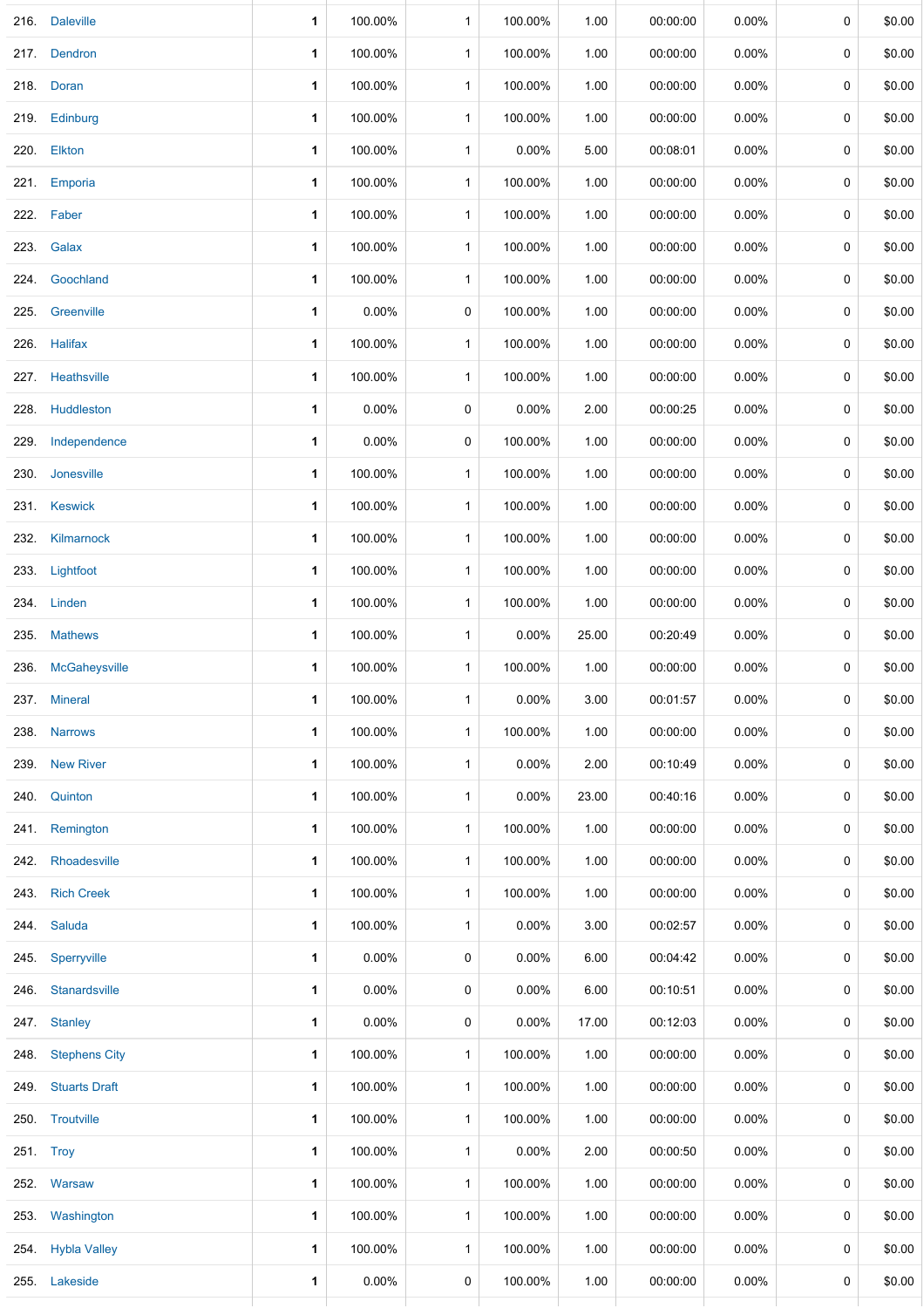| | | | | | | | | | | |
|---|---|---|---|---|---|---|---|---|---|---|
| 216. | Daleville | 1 | 100.00% | 1 | 100.00% | 1.00 | 00:00:00 | 0.00% | 0 | $0.00 |
| 217. | Dendron | 1 | 100.00% | 1 | 100.00% | 1.00 | 00:00:00 | 0.00% | 0 | $0.00 |
| 218. | Doran | 1 | 100.00% | 1 | 100.00% | 1.00 | 00:00:00 | 0.00% | 0 | $0.00 |
| 219. | Edinburg | 1 | 100.00% | 1 | 100.00% | 1.00 | 00:00:00 | 0.00% | 0 | $0.00 |
| 220. | Elkton | 1 | 100.00% | 1 | 0.00% | 5.00 | 00:08:01 | 0.00% | 0 | $0.00 |
| 221. | Emporia | 1 | 100.00% | 1 | 100.00% | 1.00 | 00:00:00 | 0.00% | 0 | $0.00 |
| 222. | Faber | 1 | 100.00% | 1 | 100.00% | 1.00 | 00:00:00 | 0.00% | 0 | $0.00 |
| 223. | Galax | 1 | 100.00% | 1 | 100.00% | 1.00 | 00:00:00 | 0.00% | 0 | $0.00 |
| 224. | Goochland | 1 | 100.00% | 1 | 100.00% | 1.00 | 00:00:00 | 0.00% | 0 | $0.00 |
| 225. | Greenville | 1 | 0.00% | 0 | 100.00% | 1.00 | 00:00:00 | 0.00% | 0 | $0.00 |
| 226. | Halifax | 1 | 100.00% | 1 | 100.00% | 1.00 | 00:00:00 | 0.00% | 0 | $0.00 |
| 227. | Heathsville | 1 | 100.00% | 1 | 100.00% | 1.00 | 00:00:00 | 0.00% | 0 | $0.00 |
| 228. | Huddleston | 1 | 0.00% | 0 | 0.00% | 2.00 | 00:00:25 | 0.00% | 0 | $0.00 |
| 229. | Independence | 1 | 0.00% | 0 | 100.00% | 1.00 | 00:00:00 | 0.00% | 0 | $0.00 |
| 230. | Jonesville | 1 | 100.00% | 1 | 100.00% | 1.00 | 00:00:00 | 0.00% | 0 | $0.00 |
| 231. | Keswick | 1 | 100.00% | 1 | 100.00% | 1.00 | 00:00:00 | 0.00% | 0 | $0.00 |
| 232. | Kilmarnock | 1 | 100.00% | 1 | 100.00% | 1.00 | 00:00:00 | 0.00% | 0 | $0.00 |
| 233. | Lightfoot | 1 | 100.00% | 1 | 100.00% | 1.00 | 00:00:00 | 0.00% | 0 | $0.00 |
| 234. | Linden | 1 | 100.00% | 1 | 100.00% | 1.00 | 00:00:00 | 0.00% | 0 | $0.00 |
| 235. | Mathews | 1 | 100.00% | 1 | 0.00% | 25.00 | 00:20:49 | 0.00% | 0 | $0.00 |
| 236. | McGaheysville | 1 | 100.00% | 1 | 100.00% | 1.00 | 00:00:00 | 0.00% | 0 | $0.00 |
| 237. | Mineral | 1 | 100.00% | 1 | 0.00% | 3.00 | 00:01:57 | 0.00% | 0 | $0.00 |
| 238. | Narrows | 1 | 100.00% | 1 | 100.00% | 1.00 | 00:00:00 | 0.00% | 0 | $0.00 |
| 239. | New River | 1 | 100.00% | 1 | 0.00% | 2.00 | 00:10:49 | 0.00% | 0 | $0.00 |
| 240. | Quinton | 1 | 100.00% | 1 | 0.00% | 23.00 | 00:40:16 | 0.00% | 0 | $0.00 |
| 241. | Remington | 1 | 100.00% | 1 | 100.00% | 1.00 | 00:00:00 | 0.00% | 0 | $0.00 |
| 242. | Rhoadesville | 1 | 100.00% | 1 | 100.00% | 1.00 | 00:00:00 | 0.00% | 0 | $0.00 |
| 243. | Rich Creek | 1 | 100.00% | 1 | 100.00% | 1.00 | 00:00:00 | 0.00% | 0 | $0.00 |
| 244. | Saluda | 1 | 100.00% | 1 | 0.00% | 3.00 | 00:02:57 | 0.00% | 0 | $0.00 |
| 245. | Sperryville | 1 | 0.00% | 0 | 0.00% | 6.00 | 00:04:42 | 0.00% | 0 | $0.00 |
| 246. | Stanardsville | 1 | 0.00% | 0 | 0.00% | 6.00 | 00:10:51 | 0.00% | 0 | $0.00 |
| 247. | Stanley | 1 | 0.00% | 0 | 0.00% | 17.00 | 00:12:03 | 0.00% | 0 | $0.00 |
| 248. | Stephens City | 1 | 100.00% | 1 | 100.00% | 1.00 | 00:00:00 | 0.00% | 0 | $0.00 |
| 249. | Stuarts Draft | 1 | 100.00% | 1 | 100.00% | 1.00 | 00:00:00 | 0.00% | 0 | $0.00 |
| 250. | Troutville | 1 | 100.00% | 1 | 100.00% | 1.00 | 00:00:00 | 0.00% | 0 | $0.00 |
| 251. | Troy | 1 | 100.00% | 1 | 0.00% | 2.00 | 00:00:50 | 0.00% | 0 | $0.00 |
| 252. | Warsaw | 1 | 100.00% | 1 | 100.00% | 1.00 | 00:00:00 | 0.00% | 0 | $0.00 |
| 253. | Washington | 1 | 100.00% | 1 | 100.00% | 1.00 | 00:00:00 | 0.00% | 0 | $0.00 |
| 254. | Hybla Valley | 1 | 100.00% | 1 | 100.00% | 1.00 | 00:00:00 | 0.00% | 0 | $0.00 |
| 255. | Lakeside | 1 | 0.00% | 0 | 100.00% | 1.00 | 00:00:00 | 0.00% | 0 | $0.00 |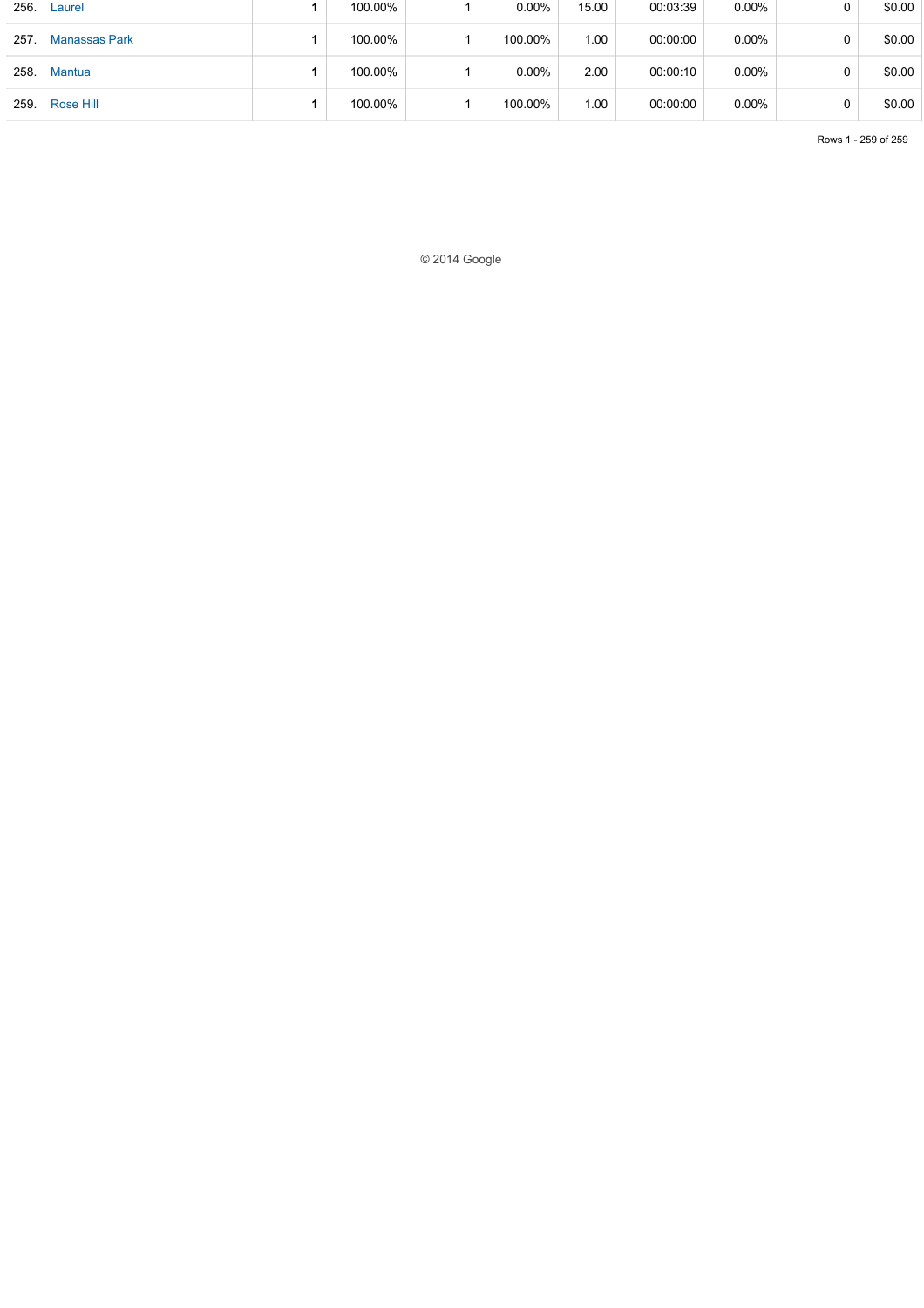| | | | | | | | | | | |
|---|---|---|---|---|---|---|---|---|---|---|
| 256. | Laurel | **1** | 100.00% | 1 | 0.00% | 15.00 | 00:03:39 | 0.00% | 0 | $0.00 |
| 257. | Manassas Park | **1** | 100.00% | 1 | 100.00% | 1.00 | 00:00:00 | 0.00% | 0 | $0.00 |
| 258. | Mantua | **1** | 100.00% | 1 | 0.00% | 2.00 | 00:00:10 | 0.00% | 0 | $0.00 |
| 259. | Rose Hill | **1** | 100.00% | 1 | 100.00% | 1.00 | 00:00:00 | 0.00% | 0 | $0.00 |

Rows 1 - 259 of 259

© 2014 Google